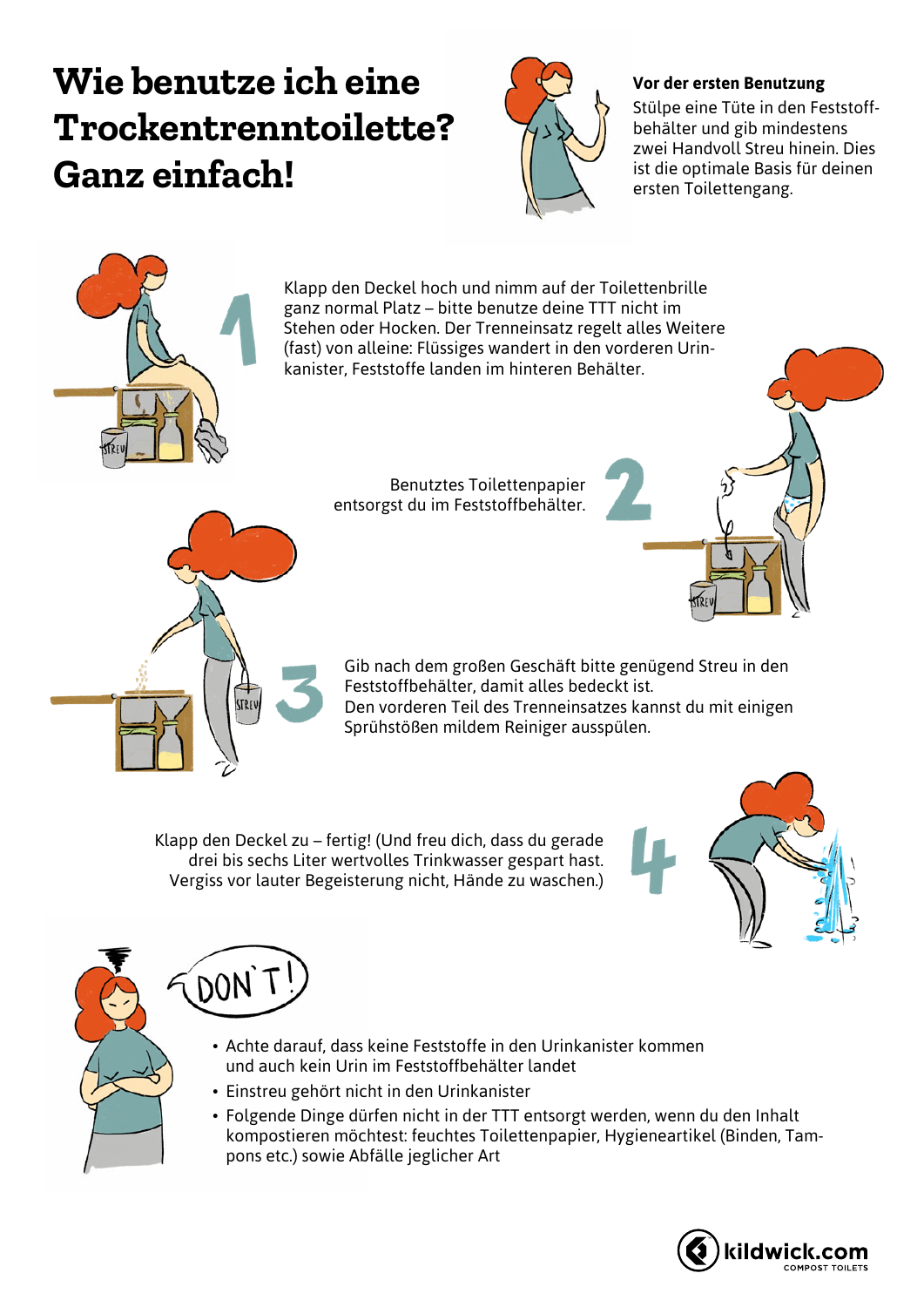# Wie benutze ich eine Trockentrenntoilette? Ganz einfach!

**Vor der ersten Benutzung**
Stülpe eine Tüte in den Feststoffbehälter und gib mindestens zwei Handvoll Streu hinein. Dies ist die optimale Basis für deinen ersten Toilettengang.

1

Klapp den Deckel hoch und nimm auf der Toilettenbrille ganz normal Platz – bitte benutze deine TTT nicht im Stehen oder Hocken. Der Trenneinsatz regelt alles Weitere (fast) von alleine: Flüssiges wandert in den vorderen Urinkanister, Feststoffe landen im hinteren Behälter.

2

Benutztes Toilettenpapier entsorgst du im Feststoffbehälter.

3

Gib nach dem großen Geschäft bitte genügend Streu in den Feststoffbehälter, damit alles bedeckt ist.
Den vorderen Teil des Trenneinsatzes kannst du mit einigen Sprühstößen mildem Reiniger ausspülen.

4

Klapp den Deckel zu – fertig! (Und freu dich, dass du gerade drei bis sechs Liter wertvolles Trinkwasser gespart hast. Vergiss vor lauter Begeisterung nicht, Hände zu waschen.)

DON'T!

- Achte darauf, dass keine Feststoffe in den Urinkanister kommen und auch kein Urin im Feststoffbehälter landet
- Einstreu gehört nicht in den Urinkanister
- Folgende Dinge dürfen nicht in der TTT entsorgt werden, wenn du den Inhalt kompostieren möchtest: feuchtes Toilettenpapier, Hygieneartikel (Binden, Tampons etc.) sowie Abfälle jeglicher Art

kildwick.com
COMPOST TOILETS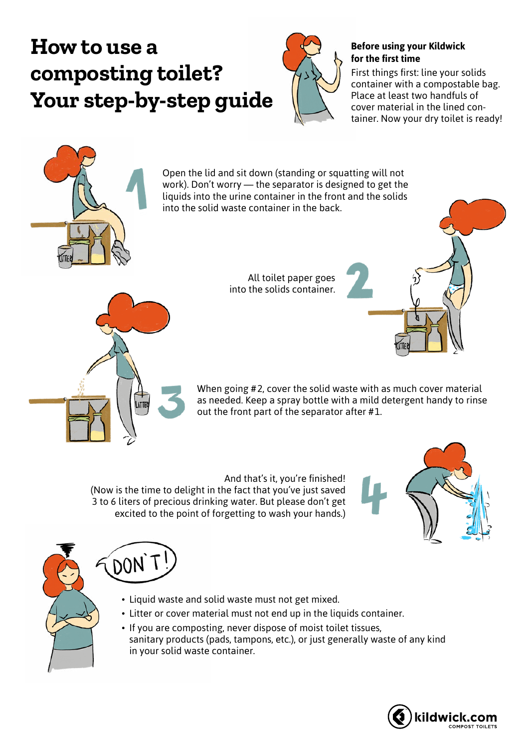# How to use a composting toilet? Your step-by-step guide

**Before using your Kildwick for the first time**

First things first: line your solids container with a compostable bag. Place at least two handfuls of cover material in the lined container. Now your dry toilet is ready!

**1**

Open the lid and sit down (standing or squatting will not work). Don't worry — the separator is designed to get the liquids into the urine container in the front and the solids into the solid waste container in the back.

**2**

All toilet paper goes into the solids container.

**3**

When going #2, cover the solid waste with as much cover material as needed. Keep a spray bottle with a mild detergent handy to rinse out the front part of the separator after #1.

**4**

And that's it, you're finished!
(Now is the time to delight in the fact that you've just saved 3 to 6 liters of precious drinking water. But please don't get excited to the point of forgetting to wash your hands.)

## DON'T!

- Liquid waste and solid waste must not get mixed.
- Litter or cover material must not end up in the liquids container.
- If you are composting, never dispose of moist toilet tissues, sanitary products (pads, tampons, etc.), or just generally waste of any kind in your solid waste container.

kildwick.com COMPOST TOILETS